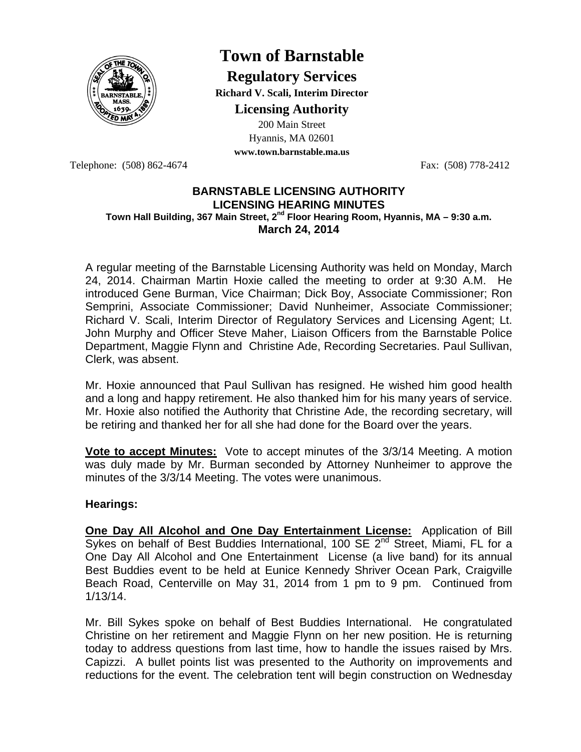# Town of Barnstable

## Regulatory Services

**Richard V. Scali, Interim Director**

## Licensing Authority

200 Main Street
Hyannis, MA 02601
**www.town.barnstable.ma.us**

Telephone: (508) 862-4674 Fax: (508) 778-2412

**BARNSTABLE LICENSING AUTHORITY**
**LICENSING HEARING MINUTES**
**Town Hall Building, 367 Main Street, 2nd Floor Hearing Room, Hyannis, MA – 9:30 a.m.**
**March 24, 2014**

A regular meeting of the Barnstable Licensing Authority was held on Monday, March 24, 2014. Chairman Martin Hoxie called the meeting to order at 9:30 A.M. He introduced Gene Burman, Vice Chairman; Dick Boy, Associate Commissioner; Ron Semprini, Associate Commissioner; David Nunheimer, Associate Commissioner; Richard V. Scali, Interim Director of Regulatory Services and Licensing Agent; Lt. John Murphy and Officer Steve Maher, Liaison Officers from the Barnstable Police Department, Maggie Flynn and Christine Ade, Recording Secretaries. Paul Sullivan, Clerk, was absent.

Mr. Hoxie announced that Paul Sullivan has resigned. He wished him good health and a long and happy retirement. He also thanked him for his many years of service. Mr. Hoxie also notified the Authority that Christine Ade, the recording secretary, will be retiring and thanked her for all she had done for the Board over the years.

**Vote to accept Minutes:** Vote to accept minutes of the 3/3/14 Meeting. A motion was duly made by Mr. Burman seconded by Attorney Nunheimer to approve the minutes of the 3/3/14 Meeting. The votes were unanimous.

**Hearings:**

**One Day All Alcohol and One Day Entertainment License:** Application of Bill Sykes on behalf of Best Buddies International, 100 SE 2nd Street, Miami, FL for a One Day All Alcohol and One Entertainment License (a live band) for its annual Best Buddies event to be held at Eunice Kennedy Shriver Ocean Park, Craigville Beach Road, Centerville on May 31, 2014 from 1 pm to 9 pm. Continued from 1/13/14.

Mr. Bill Sykes spoke on behalf of Best Buddies International. He congratulated Christine on her retirement and Maggie Flynn on her new position. He is returning today to address questions from last time, how to handle the issues raised by Mrs. Capizzi. A bullet points list was presented to the Authority on improvements and reductions for the event. The celebration tent will begin construction on Wednesday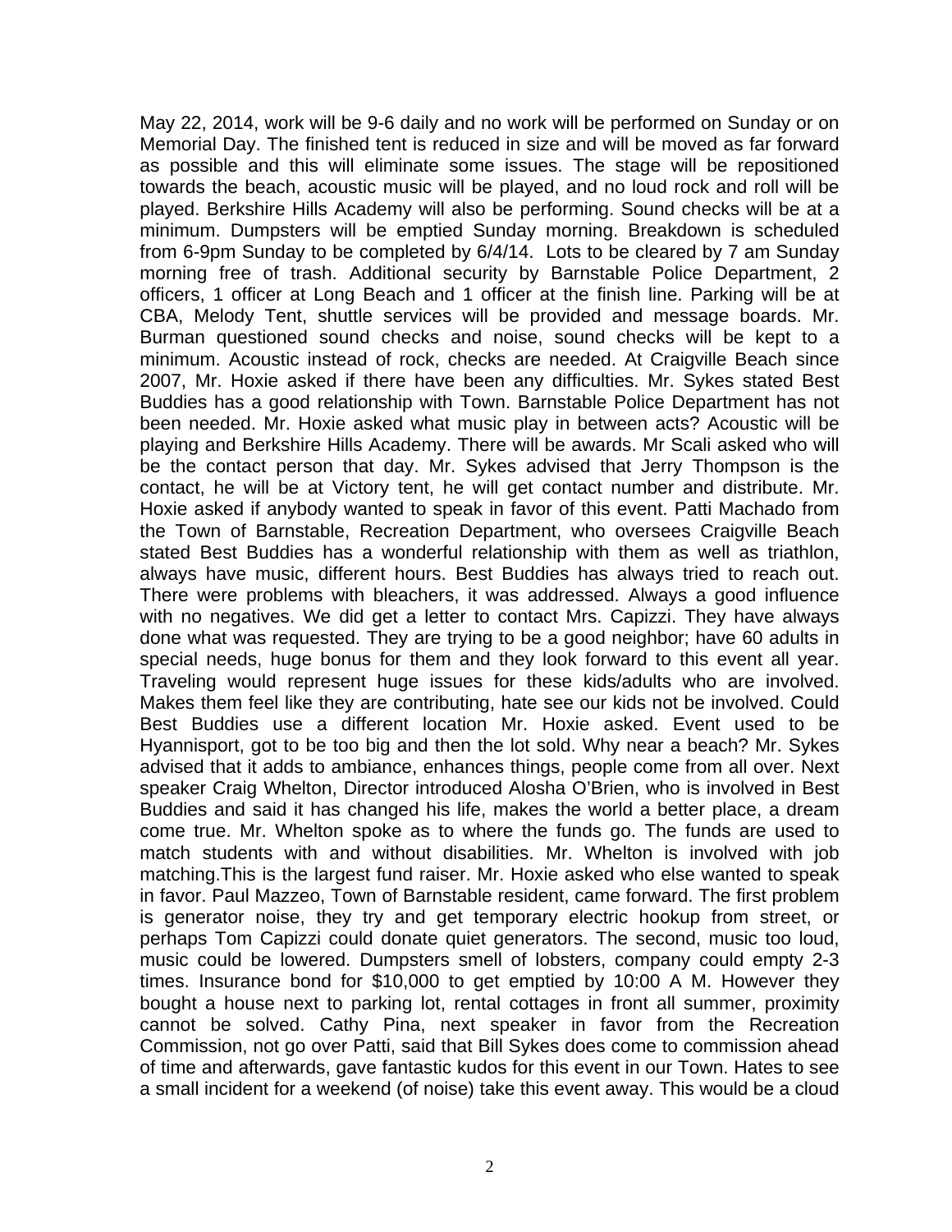May 22, 2014, work will be 9-6 daily and no work will be performed on Sunday or on Memorial Day. The finished tent is reduced in size and will be moved as far forward as possible and this will eliminate some issues. The stage will be repositioned towards the beach, acoustic music will be played, and no loud rock and roll will be played. Berkshire Hills Academy will also be performing. Sound checks will be at a minimum. Dumpsters will be emptied Sunday morning. Breakdown is scheduled from 6-9pm Sunday to be completed by 6/4/14. Lots to be cleared by 7 am Sunday morning free of trash. Additional security by Barnstable Police Department, 2 officers, 1 officer at Long Beach and 1 officer at the finish line. Parking will be at CBA, Melody Tent, shuttle services will be provided and message boards. Mr. Burman questioned sound checks and noise, sound checks will be kept to a minimum. Acoustic instead of rock, checks are needed. At Craigville Beach since 2007, Mr. Hoxie asked if there have been any difficulties. Mr. Sykes stated Best Buddies has a good relationship with Town. Barnstable Police Department has not been needed. Mr. Hoxie asked what music play in between acts? Acoustic will be playing and Berkshire Hills Academy. There will be awards. Mr Scali asked who will be the contact person that day. Mr. Sykes advised that Jerry Thompson is the contact, he will be at Victory tent, he will get contact number and distribute. Mr. Hoxie asked if anybody wanted to speak in favor of this event. Patti Machado from the Town of Barnstable, Recreation Department, who oversees Craigville Beach stated Best Buddies has a wonderful relationship with them as well as triathlon, always have music, different hours. Best Buddies has always tried to reach out. There were problems with bleachers, it was addressed. Always a good influence with no negatives. We did get a letter to contact Mrs. Capizzi. They have always done what was requested. They are trying to be a good neighbor; have 60 adults in special needs, huge bonus for them and they look forward to this event all year. Traveling would represent huge issues for these kids/adults who are involved. Makes them feel like they are contributing, hate see our kids not be involved. Could Best Buddies use a different location Mr. Hoxie asked. Event used to be Hyannisport, got to be too big and then the lot sold. Why near a beach? Mr. Sykes advised that it adds to ambiance, enhances things, people come from all over. Next speaker Craig Whelton, Director introduced Alosha O'Brien, who is involved in Best Buddies and said it has changed his life, makes the world a better place, a dream come true. Mr. Whelton spoke as to where the funds go. The funds are used to match students with and without disabilities. Mr. Whelton is involved with job matching.This is the largest fund raiser. Mr. Hoxie asked who else wanted to speak in favor. Paul Mazzeo, Town of Barnstable resident, came forward. The first problem is generator noise, they try and get temporary electric hookup from street, or perhaps Tom Capizzi could donate quiet generators. The second, music too loud, music could be lowered. Dumpsters smell of lobsters, company could empty 2-3 times. Insurance bond for $10,000 to get emptied by 10:00 A M. However they bought a house next to parking lot, rental cottages in front all summer, proximity cannot be solved. Cathy Pina, next speaker in favor from the Recreation Commission, not go over Patti, said that Bill Sykes does come to commission ahead of time and afterwards, gave fantastic kudos for this event in our Town. Hates to see a small incident for a weekend (of noise) take this event away. This would be a cloud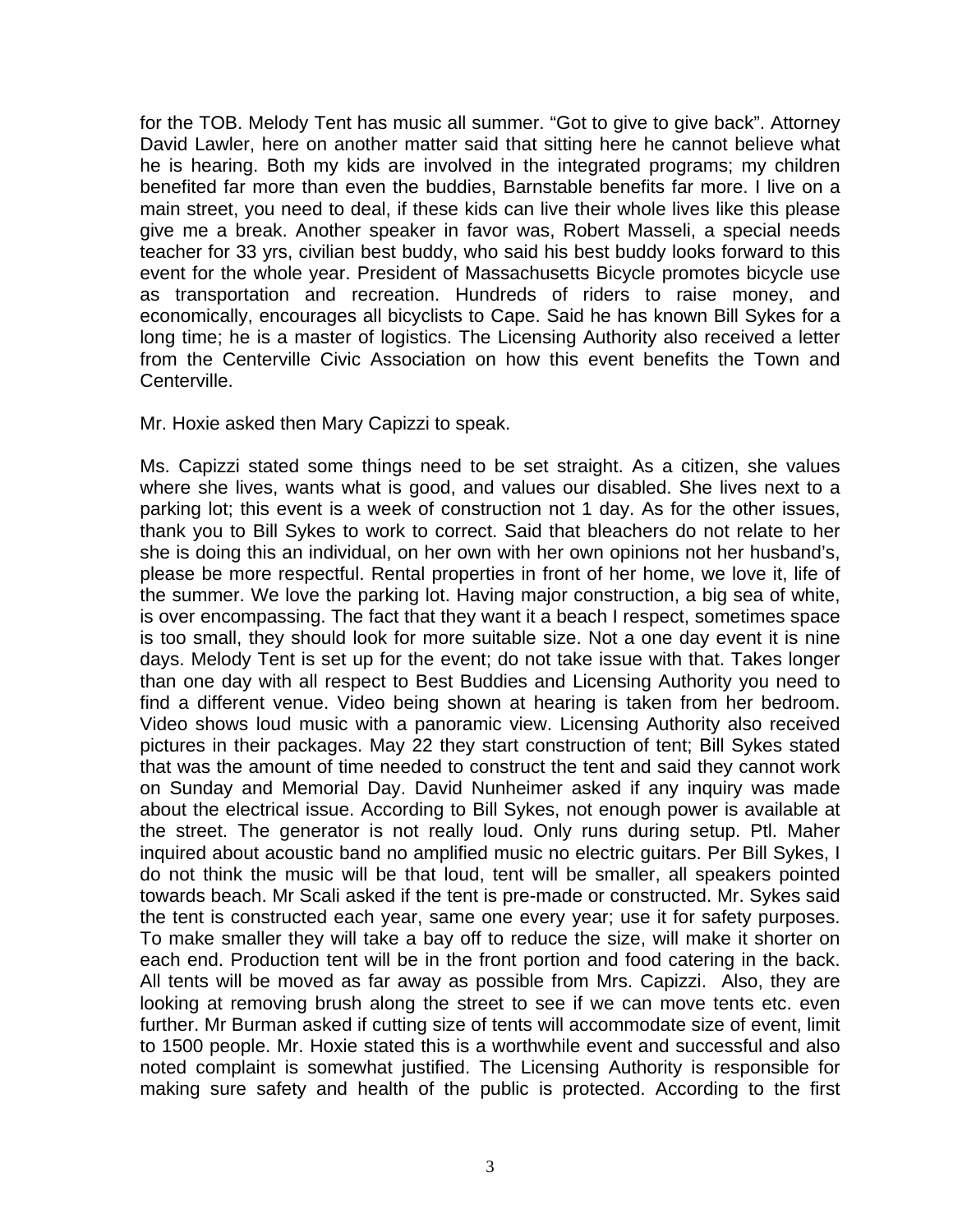for the TOB. Melody Tent has music all summer. “Got to give to give back”. Attorney David Lawler, here on another matter said that sitting here he cannot believe what he is hearing. Both my kids are involved in the integrated programs; my children benefited far more than even the buddies, Barnstable benefits far more. I live on a main street, you need to deal, if these kids can live their whole lives like this please give me a break. Another speaker in favor was, Robert Masseli, a special needs teacher for 33 yrs, civilian best buddy, who said his best buddy looks forward to this event for the whole year. President of Massachusetts Bicycle promotes bicycle use as transportation and recreation. Hundreds of riders to raise money, and economically, encourages all bicyclists to Cape. Said he has known Bill Sykes for a long time; he is a master of logistics. The Licensing Authority also received a letter from the Centerville Civic Association on how this event benefits the Town and Centerville.

Mr. Hoxie asked then Mary Capizzi to speak.

Ms. Capizzi stated some things need to be set straight. As a citizen, she values where she lives, wants what is good, and values our disabled. She lives next to a parking lot; this event is a week of construction not 1 day. As for the other issues, thank you to Bill Sykes to work to correct. Said that bleachers do not relate to her she is doing this an individual, on her own with her own opinions not her husband’s, please be more respectful. Rental properties in front of her home, we love it, life of the summer. We love the parking lot. Having major construction, a big sea of white, is over encompassing. The fact that they want it a beach I respect, sometimes space is too small, they should look for more suitable size. Not a one day event it is nine days. Melody Tent is set up for the event; do not take issue with that. Takes longer than one day with all respect to Best Buddies and Licensing Authority you need to find a different venue. Video being shown at hearing is taken from her bedroom. Video shows loud music with a panoramic view. Licensing Authority also received pictures in their packages. May 22 they start construction of tent; Bill Sykes stated that was the amount of time needed to construct the tent and said they cannot work on Sunday and Memorial Day. David Nunheimer asked if any inquiry was made about the electrical issue. According to Bill Sykes, not enough power is available at the street. The generator is not really loud. Only runs during setup. Ptl. Maher inquired about acoustic band no amplified music no electric guitars. Per Bill Sykes, I do not think the music will be that loud, tent will be smaller, all speakers pointed towards beach. Mr Scali asked if the tent is pre-made or constructed. Mr. Sykes said the tent is constructed each year, same one every year; use it for safety purposes. To make smaller they will take a bay off to reduce the size, will make it shorter on each end. Production tent will be in the front portion and food catering in the back. All tents will be moved as far away as possible from Mrs. Capizzi. Also, they are looking at removing brush along the street to see if we can move tents etc. even further. Mr Burman asked if cutting size of tents will accommodate size of event, limit to 1500 people. Mr. Hoxie stated this is a worthwhile event and successful and also noted complaint is somewhat justified. The Licensing Authority is responsible for making sure safety and health of the public is protected. According to the first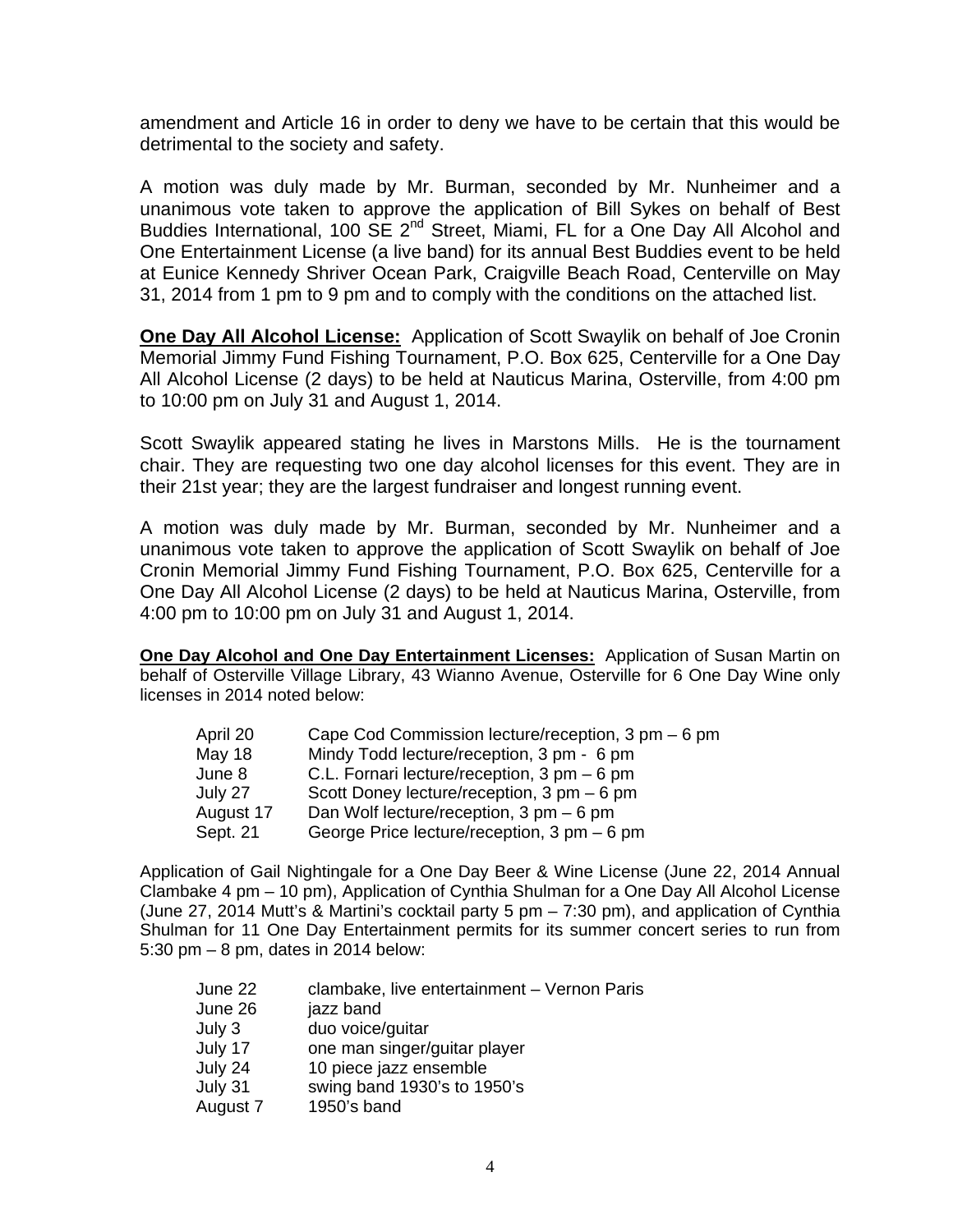amendment and Article 16 in order to deny we have to be certain that this would be detrimental to the society and safety.

A motion was duly made by Mr. Burman, seconded by Mr. Nunheimer and a unanimous vote taken to approve the application of Bill Sykes on behalf of Best Buddies International, 100 SE 2nd Street, Miami, FL for a One Day All Alcohol and One Entertainment License (a live band) for its annual Best Buddies event to be held at Eunice Kennedy Shriver Ocean Park, Craigville Beach Road, Centerville on May 31, 2014 from 1 pm to 9 pm and to comply with the conditions on the attached list.

**One Day All Alcohol License:** Application of Scott Swaylik on behalf of Joe Cronin Memorial Jimmy Fund Fishing Tournament, P.O. Box 625, Centerville for a One Day All Alcohol License (2 days) to be held at Nauticus Marina, Osterville, from 4:00 pm to 10:00 pm on July 31 and August 1, 2014.

Scott Swaylik appeared stating he lives in Marstons Mills. He is the tournament chair. They are requesting two one day alcohol licenses for this event. They are in their 21st year; they are the largest fundraiser and longest running event.

A motion was duly made by Mr. Burman, seconded by Mr. Nunheimer and a unanimous vote taken to approve the application of Scott Swaylik on behalf of Joe Cronin Memorial Jimmy Fund Fishing Tournament, P.O. Box 625, Centerville for a One Day All Alcohol License (2 days) to be held at Nauticus Marina, Osterville, from 4:00 pm to 10:00 pm on July 31 and August 1, 2014.

**One Day Alcohol and One Day Entertainment Licenses:** Application of Susan Martin on behalf of Osterville Village Library, 43 Wianno Avenue, Osterville for 6 One Day Wine only licenses in 2014 noted below:

| | |
|---|---|
| April 20 | Cape Cod Commission lecture/reception, 3 pm – 6 pm |
| May 18 | Mindy Todd lecture/reception, 3 pm - 6 pm |
| June 8 | C.L. Fornari lecture/reception, 3 pm – 6 pm |
| July 27 | Scott Doney lecture/reception, 3 pm – 6 pm |
| August 17 | Dan Wolf lecture/reception, 3 pm – 6 pm |
| Sept. 21 | George Price lecture/reception, 3 pm – 6 pm |

Application of Gail Nightingale for a One Day Beer & Wine License (June 22, 2014 Annual Clambake 4 pm – 10 pm), Application of Cynthia Shulman for a One Day All Alcohol License (June 27, 2014 Mutt's & Martini's cocktail party 5 pm – 7:30 pm), and application of Cynthia Shulman for 11 One Day Entertainment permits for its summer concert series to run from 5:30 pm – 8 pm, dates in 2014 below:

| | |
|---|---|
| June 22 | clambake, live entertainment – Vernon Paris |
| June 26 | jazz band |
| July 3 | duo voice/guitar |
| July 17 | one man singer/guitar player |
| July 24 | 10 piece jazz ensemble |
| July 31 | swing band 1930's to 1950's |
| August 7 | 1950's band |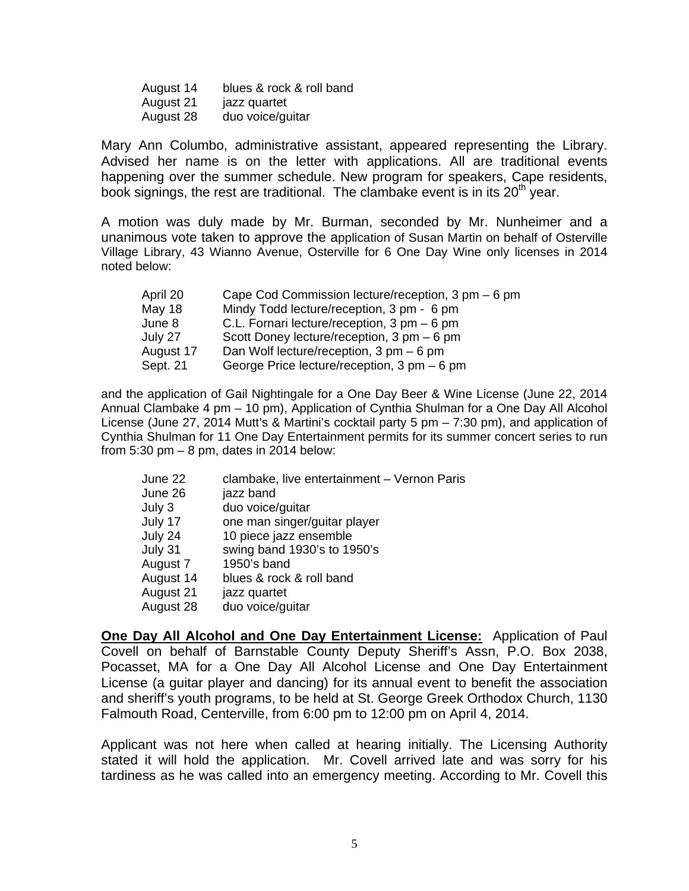| | |
|---|---|
| August 14 | blues & rock & roll band |
| August 21 | jazz quartet |
| August 28 | duo voice/guitar |

Mary Ann Columbo, administrative assistant, appeared representing the Library. Advised her name is on the letter with applications. All are traditional events happening over the summer schedule. New program for speakers, Cape residents, book signings, the rest are traditional. The clambake event is in its 20th year.

A motion was duly made by Mr. Burman, seconded by Mr. Nunheimer and a unanimous vote taken to approve the application of Susan Martin on behalf of Osterville Village Library, 43 Wianno Avenue, Osterville for 6 One Day Wine only licenses in 2014 noted below:

| | |
|---|---|
| April 20 | Cape Cod Commission lecture/reception, 3 pm – 6 pm |
| May 18 | Mindy Todd lecture/reception, 3 pm - 6 pm |
| June 8 | C.L. Fornari lecture/reception, 3 pm – 6 pm |
| July 27 | Scott Doney lecture/reception, 3 pm – 6 pm |
| August 17 | Dan Wolf lecture/reception, 3 pm – 6 pm |
| Sept. 21 | George Price lecture/reception, 3 pm – 6 pm |

and the application of Gail Nightingale for a One Day Beer & Wine License (June 22, 2014 Annual Clambake 4 pm – 10 pm), Application of Cynthia Shulman for a One Day All Alcohol License (June 27, 2014 Mutt's & Martini's cocktail party 5 pm – 7:30 pm), and application of Cynthia Shulman for 11 One Day Entertainment permits for its summer concert series to run from 5:30 pm – 8 pm, dates in 2014 below:

| | |
|---|---|
| June 22 | clambake, live entertainment – Vernon Paris |
| June 26 | jazz band |
| July 3 | duo voice/guitar |
| July 17 | one man singer/guitar player |
| July 24 | 10 piece jazz ensemble |
| July 31 | swing band 1930's to 1950's |
| August 7 | 1950's band |
| August 14 | blues & rock & roll band |
| August 21 | jazz quartet |
| August 28 | duo voice/guitar |

**One Day All Alcohol and One Day Entertainment License:** Application of Paul Covell on behalf of Barnstable County Deputy Sheriff's Assn, P.O. Box 2038, Pocasset, MA for a One Day All Alcohol License and One Day Entertainment License (a guitar player and dancing) for its annual event to benefit the association and sheriff's youth programs, to be held at St. George Greek Orthodox Church, 1130 Falmouth Road, Centerville, from 6:00 pm to 12:00 pm on April 4, 2014.

Applicant was not here when called at hearing initially. The Licensing Authority stated it will hold the application. Mr. Covell arrived late and was sorry for his tardiness as he was called into an emergency meeting. According to Mr. Covell this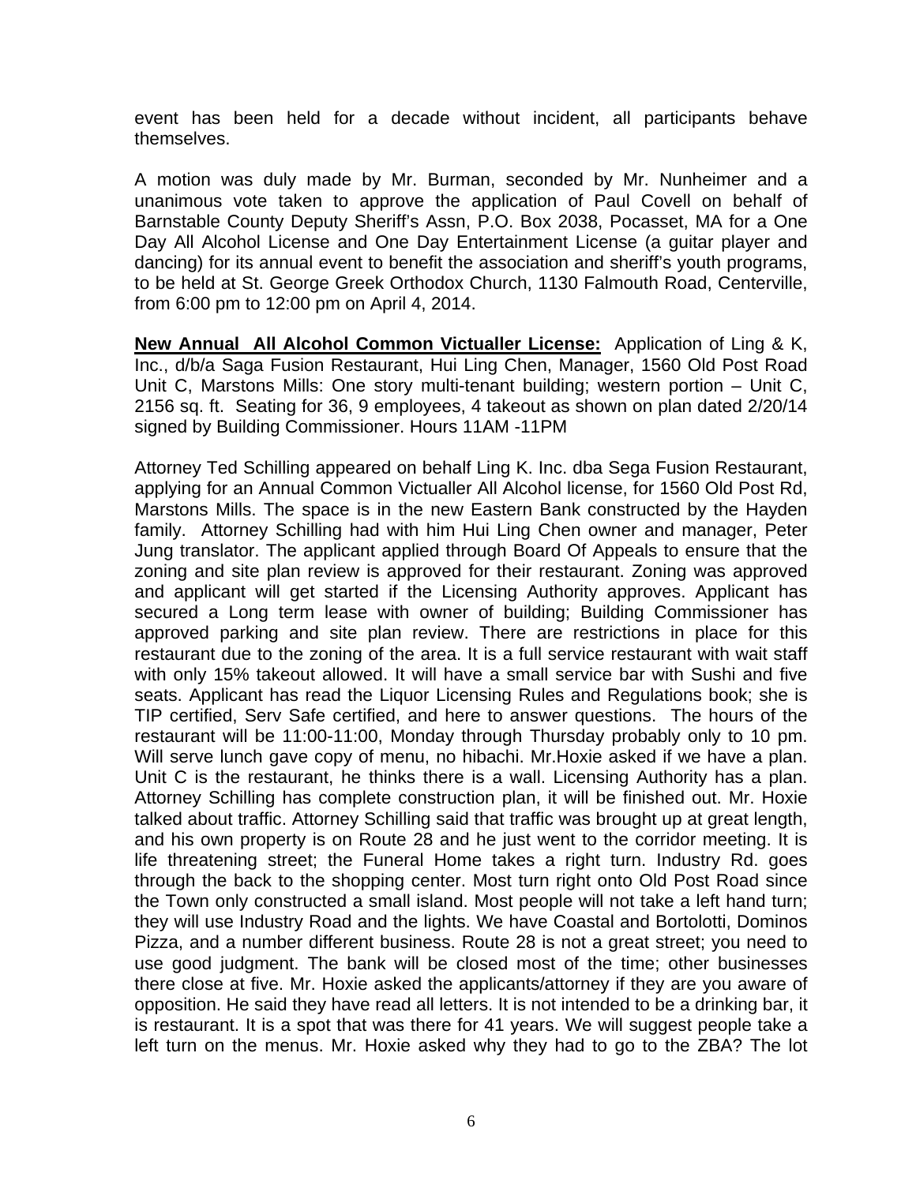event has been held for a decade without incident, all participants behave themselves.

A motion was duly made by Mr. Burman, seconded by Mr. Nunheimer and a unanimous vote taken to approve the application of Paul Covell on behalf of Barnstable County Deputy Sheriff's Assn, P.O. Box 2038, Pocasset, MA for a One Day All Alcohol License and One Day Entertainment License (a guitar player and dancing) for its annual event to benefit the association and sheriff's youth programs, to be held at St. George Greek Orthodox Church, 1130 Falmouth Road, Centerville, from 6:00 pm to 12:00 pm on April 4, 2014.

**New Annual All Alcohol Common Victualler License:** Application of Ling & K, Inc., d/b/a Saga Fusion Restaurant, Hui Ling Chen, Manager, 1560 Old Post Road Unit C, Marstons Mills: One story multi-tenant building; western portion – Unit C, 2156 sq. ft. Seating for 36, 9 employees, 4 takeout as shown on plan dated 2/20/14 signed by Building Commissioner. Hours 11AM -11PM

Attorney Ted Schilling appeared on behalf Ling K. Inc. dba Sega Fusion Restaurant, applying for an Annual Common Victualler All Alcohol license, for 1560 Old Post Rd, Marstons Mills. The space is in the new Eastern Bank constructed by the Hayden family. Attorney Schilling had with him Hui Ling Chen owner and manager, Peter Jung translator. The applicant applied through Board Of Appeals to ensure that the zoning and site plan review is approved for their restaurant. Zoning was approved and applicant will get started if the Licensing Authority approves. Applicant has secured a Long term lease with owner of building; Building Commissioner has approved parking and site plan review. There are restrictions in place for this restaurant due to the zoning of the area. It is a full service restaurant with wait staff with only 15% takeout allowed. It will have a small service bar with Sushi and five seats. Applicant has read the Liquor Licensing Rules and Regulations book; she is TIP certified, Serv Safe certified, and here to answer questions. The hours of the restaurant will be 11:00-11:00, Monday through Thursday probably only to 10 pm. Will serve lunch gave copy of menu, no hibachi. Mr.Hoxie asked if we have a plan. Unit C is the restaurant, he thinks there is a wall. Licensing Authority has a plan. Attorney Schilling has complete construction plan, it will be finished out. Mr. Hoxie talked about traffic. Attorney Schilling said that traffic was brought up at great length, and his own property is on Route 28 and he just went to the corridor meeting. It is life threatening street; the Funeral Home takes a right turn. Industry Rd. goes through the back to the shopping center. Most turn right onto Old Post Road since the Town only constructed a small island. Most people will not take a left hand turn; they will use Industry Road and the lights. We have Coastal and Bortolotti, Dominos Pizza, and a number different business. Route 28 is not a great street; you need to use good judgment. The bank will be closed most of the time; other businesses there close at five. Mr. Hoxie asked the applicants/attorney if they are you aware of opposition. He said they have read all letters. It is not intended to be a drinking bar, it is restaurant. It is a spot that was there for 41 years. We will suggest people take a left turn on the menus. Mr. Hoxie asked why they had to go to the ZBA? The lot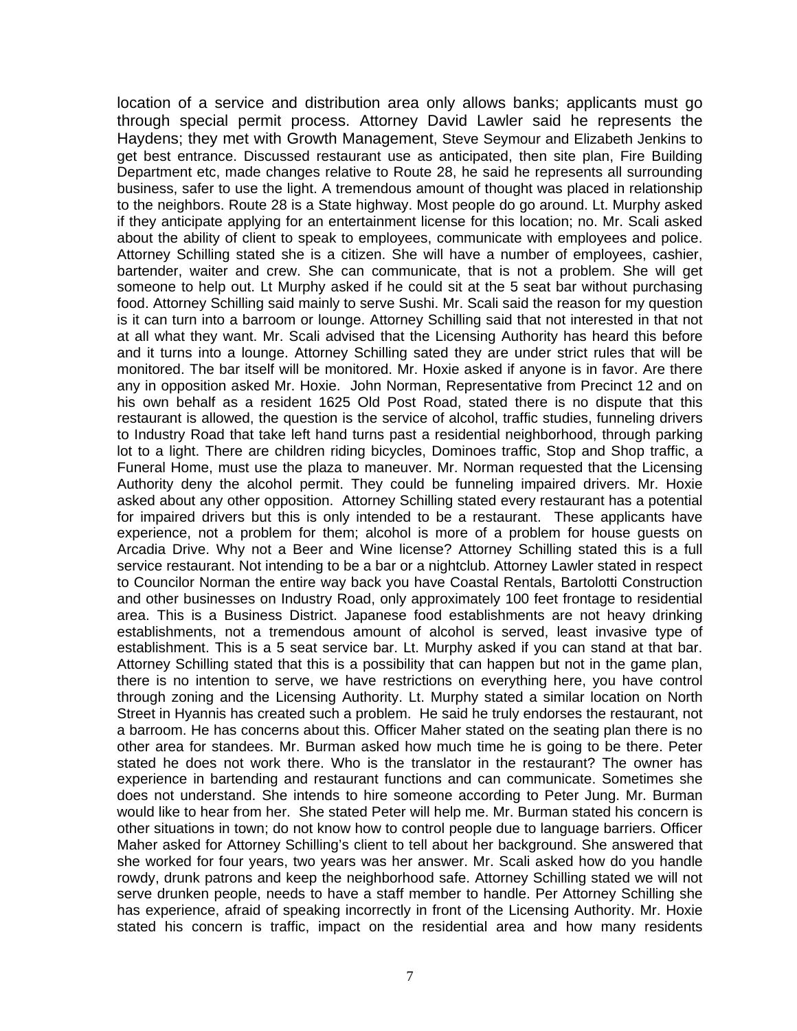location of a service and distribution area only allows banks; applicants must go through special permit process. Attorney David Lawler said he represents the Haydens; they met with Growth Management, Steve Seymour and Elizabeth Jenkins to get best entrance. Discussed restaurant use as anticipated, then site plan, Fire Building Department etc, made changes relative to Route 28, he said he represents all surrounding business, safer to use the light. A tremendous amount of thought was placed in relationship to the neighbors. Route 28 is a State highway. Most people do go around. Lt. Murphy asked if they anticipate applying for an entertainment license for this location; no. Mr. Scali asked about the ability of client to speak to employees, communicate with employees and police. Attorney Schilling stated she is a citizen. She will have a number of employees, cashier, bartender, waiter and crew. She can communicate, that is not a problem. She will get someone to help out. Lt Murphy asked if he could sit at the 5 seat bar without purchasing food. Attorney Schilling said mainly to serve Sushi. Mr. Scali said the reason for my question is it can turn into a barroom or lounge. Attorney Schilling said that not interested in that not at all what they want. Mr. Scali advised that the Licensing Authority has heard this before and it turns into a lounge. Attorney Schilling sated they are under strict rules that will be monitored. The bar itself will be monitored. Mr. Hoxie asked if anyone is in favor. Are there any in opposition asked Mr. Hoxie. John Norman, Representative from Precinct 12 and on his own behalf as a resident 1625 Old Post Road, stated there is no dispute that this restaurant is allowed, the question is the service of alcohol, traffic studies, funneling drivers to Industry Road that take left hand turns past a residential neighborhood, through parking lot to a light. There are children riding bicycles, Dominoes traffic, Stop and Shop traffic, a Funeral Home, must use the plaza to maneuver. Mr. Norman requested that the Licensing Authority deny the alcohol permit. They could be funneling impaired drivers. Mr. Hoxie asked about any other opposition. Attorney Schilling stated every restaurant has a potential for impaired drivers but this is only intended to be a restaurant. These applicants have experience, not a problem for them; alcohol is more of a problem for house guests on Arcadia Drive. Why not a Beer and Wine license? Attorney Schilling stated this is a full service restaurant. Not intending to be a bar or a nightclub. Attorney Lawler stated in respect to Councilor Norman the entire way back you have Coastal Rentals, Bartolotti Construction and other businesses on Industry Road, only approximately 100 feet frontage to residential area. This is a Business District. Japanese food establishments are not heavy drinking establishments, not a tremendous amount of alcohol is served, least invasive type of establishment. This is a 5 seat service bar. Lt. Murphy asked if you can stand at that bar. Attorney Schilling stated that this is a possibility that can happen but not in the game plan, there is no intention to serve, we have restrictions on everything here, you have control through zoning and the Licensing Authority. Lt. Murphy stated a similar location on North Street in Hyannis has created such a problem. He said he truly endorses the restaurant, not a barroom. He has concerns about this. Officer Maher stated on the seating plan there is no other area for standees. Mr. Burman asked how much time he is going to be there. Peter stated he does not work there. Who is the translator in the restaurant? The owner has experience in bartending and restaurant functions and can communicate. Sometimes she does not understand. She intends to hire someone according to Peter Jung. Mr. Burman would like to hear from her. She stated Peter will help me. Mr. Burman stated his concern is other situations in town; do not know how to control people due to language barriers. Officer Maher asked for Attorney Schilling's client to tell about her background. She answered that she worked for four years, two years was her answer. Mr. Scali asked how do you handle rowdy, drunk patrons and keep the neighborhood safe. Attorney Schilling stated we will not serve drunken people, needs to have a staff member to handle. Per Attorney Schilling she has experience, afraid of speaking incorrectly in front of the Licensing Authority. Mr. Hoxie stated his concern is traffic, impact on the residential area and how many residents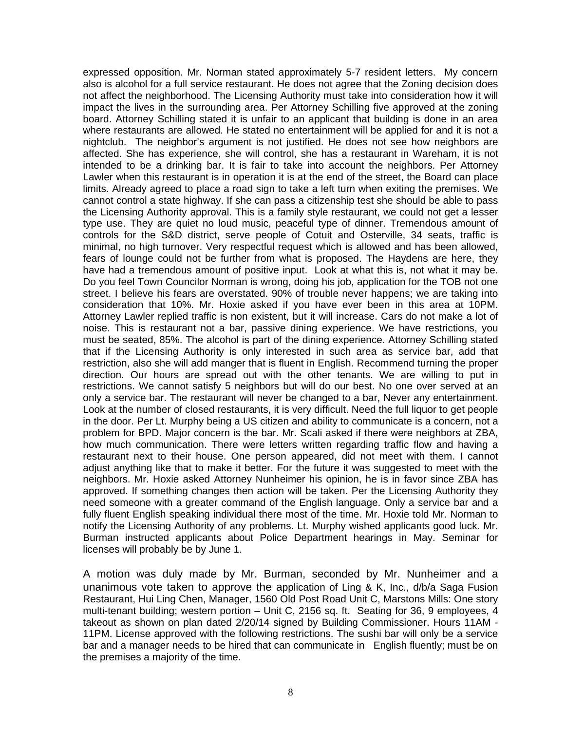expressed opposition. Mr. Norman stated approximately 5-7 resident letters. My concern also is alcohol for a full service restaurant. He does not agree that the Zoning decision does not affect the neighborhood. The Licensing Authority must take into consideration how it will impact the lives in the surrounding area. Per Attorney Schilling five approved at the zoning board. Attorney Schilling stated it is unfair to an applicant that building is done in an area where restaurants are allowed. He stated no entertainment will be applied for and it is not a nightclub. The neighbor's argument is not justified. He does not see how neighbors are affected. She has experience, she will control, she has a restaurant in Wareham, it is not intended to be a drinking bar. It is fair to take into account the neighbors. Per Attorney Lawler when this restaurant is in operation it is at the end of the street, the Board can place limits. Already agreed to place a road sign to take a left turn when exiting the premises. We cannot control a state highway. If she can pass a citizenship test she should be able to pass the Licensing Authority approval. This is a family style restaurant, we could not get a lesser type use. They are quiet no loud music, peaceful type of dinner. Tremendous amount of controls for the S&D district, serve people of Cotuit and Osterville, 34 seats, traffic is minimal, no high turnover. Very respectful request which is allowed and has been allowed, fears of lounge could not be further from what is proposed. The Haydens are here, they have had a tremendous amount of positive input. Look at what this is, not what it may be. Do you feel Town Councilor Norman is wrong, doing his job, application for the TOB not one street. I believe his fears are overstated. 90% of trouble never happens; we are taking into consideration that 10%. Mr. Hoxie asked if you have ever been in this area at 10PM. Attorney Lawler replied traffic is non existent, but it will increase. Cars do not make a lot of noise. This is restaurant not a bar, passive dining experience. We have restrictions, you must be seated, 85%. The alcohol is part of the dining experience. Attorney Schilling stated that if the Licensing Authority is only interested in such area as service bar, add that restriction, also she will add manger that is fluent in English. Recommend turning the proper direction. Our hours are spread out with the other tenants. We are willing to put in restrictions. We cannot satisfy 5 neighbors but will do our best. No one over served at an only a service bar. The restaurant will never be changed to a bar, Never any entertainment. Look at the number of closed restaurants, it is very difficult. Need the full liquor to get people in the door. Per Lt. Murphy being a US citizen and ability to communicate is a concern, not a problem for BPD. Major concern is the bar. Mr. Scali asked if there were neighbors at ZBA, how much communication. There were letters written regarding traffic flow and having a restaurant next to their house. One person appeared, did not meet with them. I cannot adjust anything like that to make it better. For the future it was suggested to meet with the neighbors. Mr. Hoxie asked Attorney Nunheimer his opinion, he is in favor since ZBA has approved. If something changes then action will be taken. Per the Licensing Authority they need someone with a greater command of the English language. Only a service bar and a fully fluent English speaking individual there most of the time. Mr. Hoxie told Mr. Norman to notify the Licensing Authority of any problems. Lt. Murphy wished applicants good luck. Mr. Burman instructed applicants about Police Department hearings in May. Seminar for licenses will probably be by June 1.

A motion was duly made by Mr. Burman, seconded by Mr. Nunheimer and a unanimous vote taken to approve the application of Ling & K, Inc., d/b/a Saga Fusion Restaurant, Hui Ling Chen, Manager, 1560 Old Post Road Unit C, Marstons Mills: One story multi-tenant building; western portion – Unit C, 2156 sq. ft. Seating for 36, 9 employees, 4 takeout as shown on plan dated 2/20/14 signed by Building Commissioner. Hours 11AM - 11PM. License approved with the following restrictions. The sushi bar will only be a service bar and a manager needs to be hired that can communicate in English fluently; must be on the premises a majority of the time.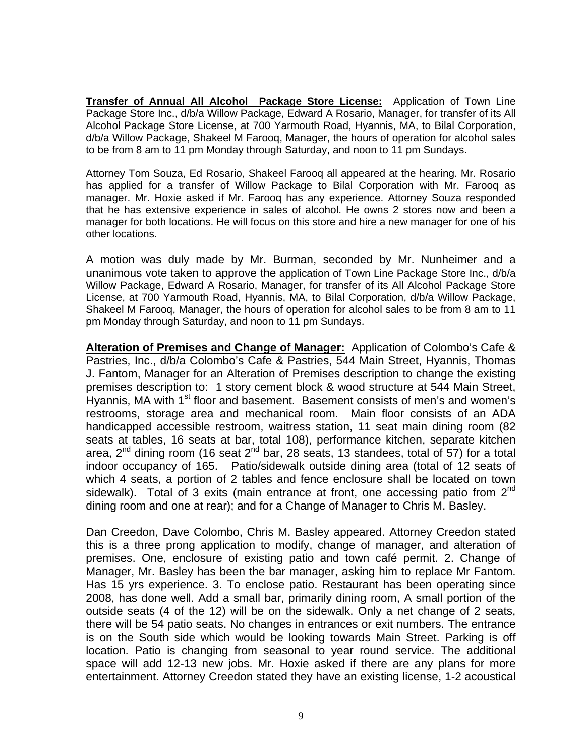**Transfer of Annual All Alcohol Package Store License:** Application of Town Line Package Store Inc., d/b/a Willow Package, Edward A Rosario, Manager, for transfer of its All Alcohol Package Store License, at 700 Yarmouth Road, Hyannis, MA, to Bilal Corporation, d/b/a Willow Package, Shakeel M Farooq, Manager, the hours of operation for alcohol sales to be from 8 am to 11 pm Monday through Saturday, and noon to 11 pm Sundays.

Attorney Tom Souza, Ed Rosario, Shakeel Farooq all appeared at the hearing. Mr. Rosario has applied for a transfer of Willow Package to Bilal Corporation with Mr. Farooq as manager. Mr. Hoxie asked if Mr. Farooq has any experience. Attorney Souza responded that he has extensive experience in sales of alcohol. He owns 2 stores now and been a manager for both locations. He will focus on this store and hire a new manager for one of his other locations.

A motion was duly made by Mr. Burman, seconded by Mr. Nunheimer and a unanimous vote taken to approve the application of Town Line Package Store Inc., d/b/a Willow Package, Edward A Rosario, Manager, for transfer of its All Alcohol Package Store License, at 700 Yarmouth Road, Hyannis, MA, to Bilal Corporation, d/b/a Willow Package, Shakeel M Farooq, Manager, the hours of operation for alcohol sales to be from 8 am to 11 pm Monday through Saturday, and noon to 11 pm Sundays.

**Alteration of Premises and Change of Manager:** Application of Colombo's Cafe & Pastries, Inc., d/b/a Colombo's Cafe & Pastries, 544 Main Street, Hyannis, Thomas J. Fantom, Manager for an Alteration of Premises description to change the existing premises description to: 1 story cement block & wood structure at 544 Main Street, Hyannis, MA with 1st floor and basement. Basement consists of men's and women's restrooms, storage area and mechanical room. Main floor consists of an ADA handicapped accessible restroom, waitress station, 11 seat main dining room (82 seats at tables, 16 seats at bar, total 108), performance kitchen, separate kitchen area, 2nd dining room (16 seat 2nd bar, 28 seats, 13 standees, total of 57) for a total indoor occupancy of 165. Patio/sidewalk outside dining area (total of 12 seats of which 4 seats, a portion of 2 tables and fence enclosure shall be located on town sidewalk). Total of 3 exits (main entrance at front, one accessing patio from 2nd dining room and one at rear); and for a Change of Manager to Chris M. Basley.

Dan Creedon, Dave Colombo, Chris M. Basley appeared. Attorney Creedon stated this is a three prong application to modify, change of manager, and alteration of premises. One, enclosure of existing patio and town café permit. 2. Change of Manager, Mr. Basley has been the bar manager, asking him to replace Mr Fantom. Has 15 yrs experience. 3. To enclose patio. Restaurant has been operating since 2008, has done well. Add a small bar, primarily dining room, A small portion of the outside seats (4 of the 12) will be on the sidewalk. Only a net change of 2 seats, there will be 54 patio seats. No changes in entrances or exit numbers. The entrance is on the South side which would be looking towards Main Street. Parking is off location. Patio is changing from seasonal to year round service. The additional space will add 12-13 new jobs. Mr. Hoxie asked if there are any plans for more entertainment. Attorney Creedon stated they have an existing license, 1-2 acoustical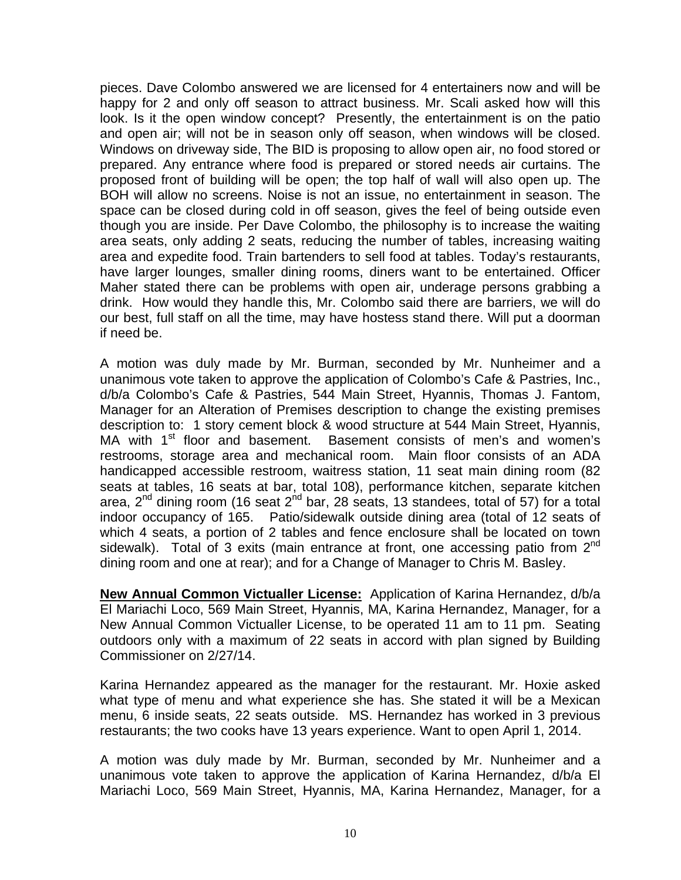pieces. Dave Colombo answered we are licensed for 4 entertainers now and will be happy for 2 and only off season to attract business. Mr. Scali asked how will this look. Is it the open window concept? Presently, the entertainment is on the patio and open air; will not be in season only off season, when windows will be closed. Windows on driveway side, The BID is proposing to allow open air, no food stored or prepared. Any entrance where food is prepared or stored needs air curtains. The proposed front of building will be open; the top half of wall will also open up. The BOH will allow no screens. Noise is not an issue, no entertainment in season. The space can be closed during cold in off season, gives the feel of being outside even though you are inside. Per Dave Colombo, the philosophy is to increase the waiting area seats, only adding 2 seats, reducing the number of tables, increasing waiting area and expedite food. Train bartenders to sell food at tables. Today's restaurants, have larger lounges, smaller dining rooms, diners want to be entertained. Officer Maher stated there can be problems with open air, underage persons grabbing a drink. How would they handle this, Mr. Colombo said there are barriers, we will do our best, full staff on all the time, may have hostess stand there. Will put a doorman if need be.

A motion was duly made by Mr. Burman, seconded by Mr. Nunheimer and a unanimous vote taken to approve the application of Colombo's Cafe & Pastries, Inc., d/b/a Colombo's Cafe & Pastries, 544 Main Street, Hyannis, Thomas J. Fantom, Manager for an Alteration of Premises description to change the existing premises description to: 1 story cement block & wood structure at 544 Main Street, Hyannis, MA with 1st floor and basement. Basement consists of men's and women's restrooms, storage area and mechanical room. Main floor consists of an ADA handicapped accessible restroom, waitress station, 11 seat main dining room (82 seats at tables, 16 seats at bar, total 108), performance kitchen, separate kitchen area, 2nd dining room (16 seat 2nd bar, 28 seats, 13 standees, total of 57) for a total indoor occupancy of 165. Patio/sidewalk outside dining area (total of 12 seats of which 4 seats, a portion of 2 tables and fence enclosure shall be located on town sidewalk). Total of 3 exits (main entrance at front, one accessing patio from 2nd dining room and one at rear); and for a Change of Manager to Chris M. Basley.

**New Annual Common Victualler License:** Application of Karina Hernandez, d/b/a El Mariachi Loco, 569 Main Street, Hyannis, MA, Karina Hernandez, Manager, for a New Annual Common Victualler License, to be operated 11 am to 11 pm. Seating outdoors only with a maximum of 22 seats in accord with plan signed by Building Commissioner on 2/27/14.

Karina Hernandez appeared as the manager for the restaurant. Mr. Hoxie asked what type of menu and what experience she has. She stated it will be a Mexican menu, 6 inside seats, 22 seats outside. MS. Hernandez has worked in 3 previous restaurants; the two cooks have 13 years experience. Want to open April 1, 2014.

A motion was duly made by Mr. Burman, seconded by Mr. Nunheimer and a unanimous vote taken to approve the application of Karina Hernandez, d/b/a El Mariachi Loco, 569 Main Street, Hyannis, MA, Karina Hernandez, Manager, for a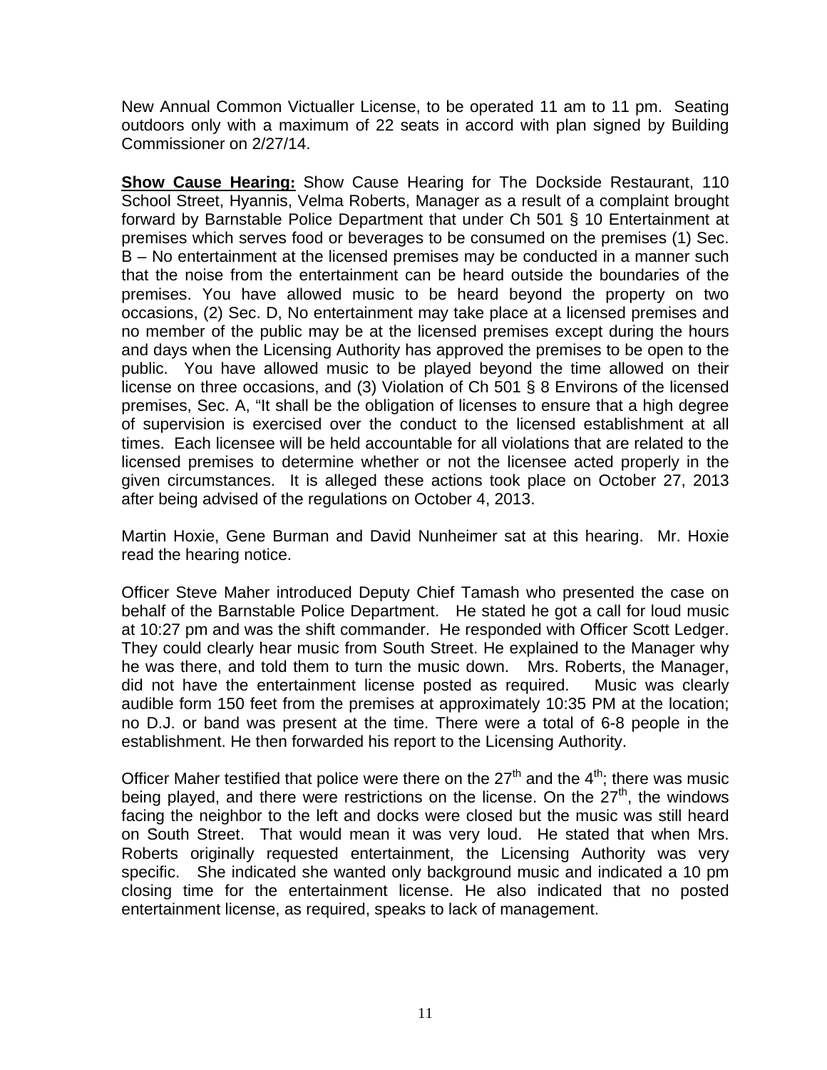New Annual Common Victualler License, to be operated 11 am to 11 pm. Seating outdoors only with a maximum of 22 seats in accord with plan signed by Building Commissioner on 2/27/14.

**Show Cause Hearing:** Show Cause Hearing for The Dockside Restaurant, 110 School Street, Hyannis, Velma Roberts, Manager as a result of a complaint brought forward by Barnstable Police Department that under Ch 501 § 10 Entertainment at premises which serves food or beverages to be consumed on the premises (1) Sec. B – No entertainment at the licensed premises may be conducted in a manner such that the noise from the entertainment can be heard outside the boundaries of the premises. You have allowed music to be heard beyond the property on two occasions, (2) Sec. D, No entertainment may take place at a licensed premises and no member of the public may be at the licensed premises except during the hours and days when the Licensing Authority has approved the premises to be open to the public. You have allowed music to be played beyond the time allowed on their license on three occasions, and (3) Violation of Ch 501 § 8 Environs of the licensed premises, Sec. A, "It shall be the obligation of licenses to ensure that a high degree of supervision is exercised over the conduct to the licensed establishment at all times. Each licensee will be held accountable for all violations that are related to the licensed premises to determine whether or not the licensee acted properly in the given circumstances. It is alleged these actions took place on October 27, 2013 after being advised of the regulations on October 4, 2013.

Martin Hoxie, Gene Burman and David Nunheimer sat at this hearing. Mr. Hoxie read the hearing notice.

Officer Steve Maher introduced Deputy Chief Tamash who presented the case on behalf of the Barnstable Police Department. He stated he got a call for loud music at 10:27 pm and was the shift commander. He responded with Officer Scott Ledger. They could clearly hear music from South Street. He explained to the Manager why he was there, and told them to turn the music down. Mrs. Roberts, the Manager, did not have the entertainment license posted as required. Music was clearly audible form 150 feet from the premises at approximately 10:35 PM at the location; no D.J. or band was present at the time. There were a total of 6-8 people in the establishment. He then forwarded his report to the Licensing Authority.

Officer Maher testified that police were there on the 27th and the 4th; there was music being played, and there were restrictions on the license. On the 27th, the windows facing the neighbor to the left and docks were closed but the music was still heard on South Street. That would mean it was very loud. He stated that when Mrs. Roberts originally requested entertainment, the Licensing Authority was very specific. She indicated she wanted only background music and indicated a 10 pm closing time for the entertainment license. He also indicated that no posted entertainment license, as required, speaks to lack of management.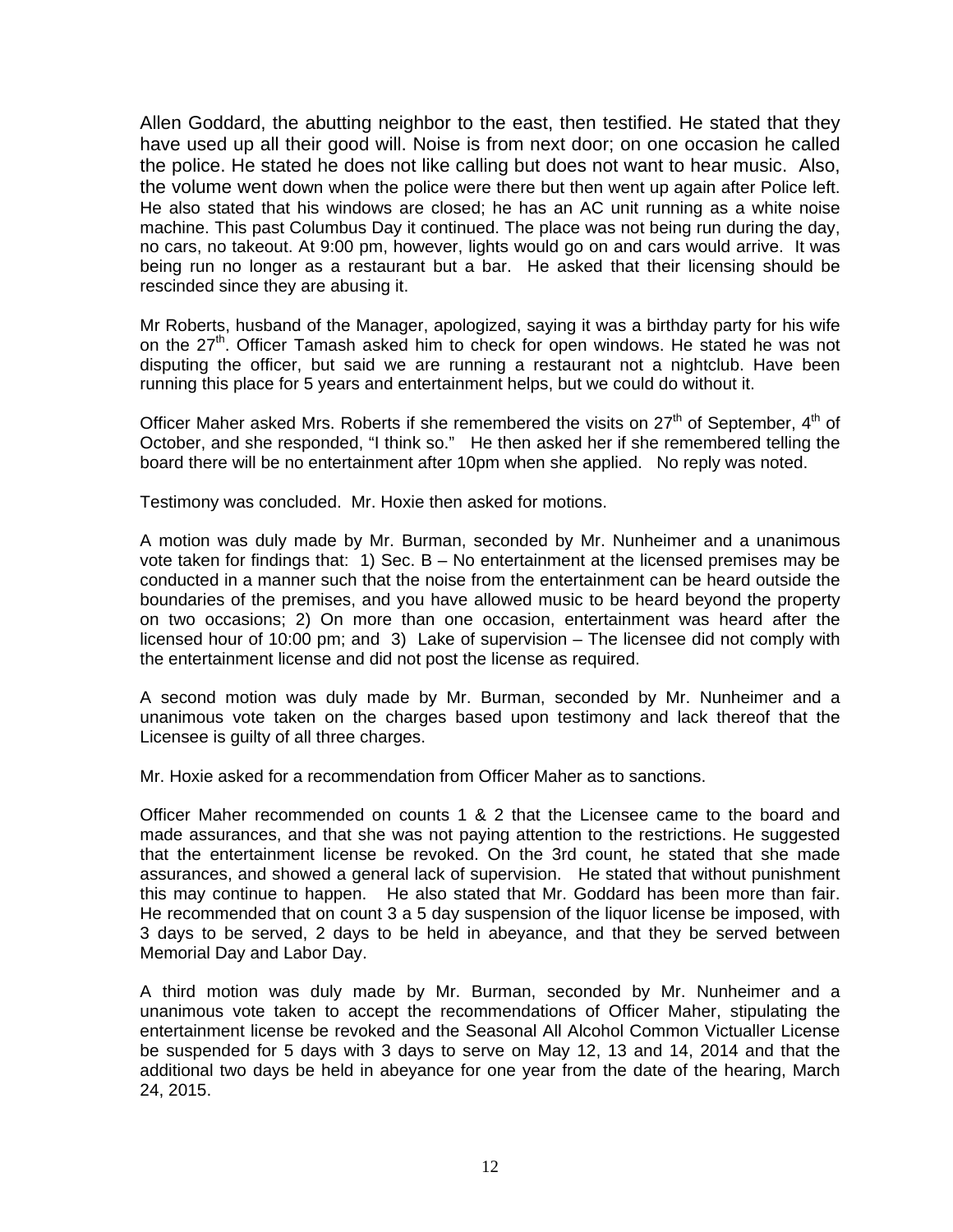Allen Goddard, the abutting neighbor to the east, then testified. He stated that they have used up all their good will. Noise is from next door; on one occasion he called the police. He stated he does not like calling but does not want to hear music. Also, the volume went down when the police were there but then went up again after Police left. He also stated that his windows are closed; he has an AC unit running as a white noise machine. This past Columbus Day it continued. The place was not being run during the day, no cars, no takeout. At 9:00 pm, however, lights would go on and cars would arrive. It was being run no longer as a restaurant but a bar. He asked that their licensing should be rescinded since they are abusing it.

Mr Roberts, husband of the Manager, apologized, saying it was a birthday party for his wife on the 27th. Officer Tamash asked him to check for open windows. He stated he was not disputing the officer, but said we are running a restaurant not a nightclub. Have been running this place for 5 years and entertainment helps, but we could do without it.

Officer Maher asked Mrs. Roberts if she remembered the visits on 27th of September, 4th of October, and she responded, "I think so." He then asked her if she remembered telling the board there will be no entertainment after 10pm when she applied. No reply was noted.

Testimony was concluded. Mr. Hoxie then asked for motions.

A motion was duly made by Mr. Burman, seconded by Mr. Nunheimer and a unanimous vote taken for findings that: 1) Sec. B – No entertainment at the licensed premises may be conducted in a manner such that the noise from the entertainment can be heard outside the boundaries of the premises, and you have allowed music to be heard beyond the property on two occasions; 2) On more than one occasion, entertainment was heard after the licensed hour of 10:00 pm; and 3) Lake of supervision – The licensee did not comply with the entertainment license and did not post the license as required.

A second motion was duly made by Mr. Burman, seconded by Mr. Nunheimer and a unanimous vote taken on the charges based upon testimony and lack thereof that the Licensee is guilty of all three charges.

Mr. Hoxie asked for a recommendation from Officer Maher as to sanctions.

Officer Maher recommended on counts 1 & 2 that the Licensee came to the board and made assurances, and that she was not paying attention to the restrictions. He suggested that the entertainment license be revoked. On the 3rd count, he stated that she made assurances, and showed a general lack of supervision. He stated that without punishment this may continue to happen. He also stated that Mr. Goddard has been more than fair. He recommended that on count 3 a 5 day suspension of the liquor license be imposed, with 3 days to be served, 2 days to be held in abeyance, and that they be served between Memorial Day and Labor Day.

A third motion was duly made by Mr. Burman, seconded by Mr. Nunheimer and a unanimous vote taken to accept the recommendations of Officer Maher, stipulating the entertainment license be revoked and the Seasonal All Alcohol Common Victualler License be suspended for 5 days with 3 days to serve on May 12, 13 and 14, 2014 and that the additional two days be held in abeyance for one year from the date of the hearing, March 24, 2015.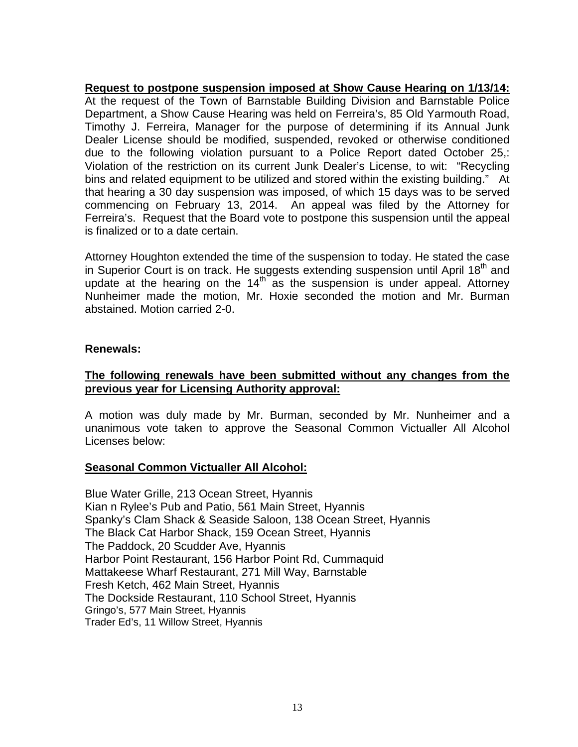**Request to postpone suspension imposed at Show Cause Hearing on 1/13/14:** At the request of the Town of Barnstable Building Division and Barnstable Police Department, a Show Cause Hearing was held on Ferreira's, 85 Old Yarmouth Road, Timothy J. Ferreira, Manager for the purpose of determining if its Annual Junk Dealer License should be modified, suspended, revoked or otherwise conditioned due to the following violation pursuant to a Police Report dated October 25,: Violation of the restriction on its current Junk Dealer's License, to wit: "Recycling bins and related equipment to be utilized and stored within the existing building." At that hearing a 30 day suspension was imposed, of which 15 days was to be served commencing on February 13, 2014. An appeal was filed by the Attorney for Ferreira's. Request that the Board vote to postpone this suspension until the appeal is finalized or to a date certain.

Attorney Houghton extended the time of the suspension to today. He stated the case in Superior Court is on track. He suggests extending suspension until April 18th and update at the hearing on the 14th as the suspension is under appeal. Attorney Nunheimer made the motion, Mr. Hoxie seconded the motion and Mr. Burman abstained. Motion carried 2-0.

**Renewals:**

**The following renewals have been submitted without any changes from the previous year for Licensing Authority approval:**

A motion was duly made by Mr. Burman, seconded by Mr. Nunheimer and a unanimous vote taken to approve the Seasonal Common Victualler All Alcohol Licenses below:

**Seasonal Common Victualler All Alcohol:**

Blue Water Grille, 213 Ocean Street, Hyannis
Kian n Rylee's Pub and Patio, 561 Main Street, Hyannis
Spanky's Clam Shack & Seaside Saloon, 138 Ocean Street, Hyannis
The Black Cat Harbor Shack, 159 Ocean Street, Hyannis
The Paddock, 20 Scudder Ave, Hyannis
Harbor Point Restaurant, 156 Harbor Point Rd, Cummaquid
Mattakeese Wharf Restaurant, 271 Mill Way, Barnstable
Fresh Ketch, 462 Main Street, Hyannis
The Dockside Restaurant, 110 School Street, Hyannis
Gringo's, 577 Main Street, Hyannis
Trader Ed's, 11 Willow Street, Hyannis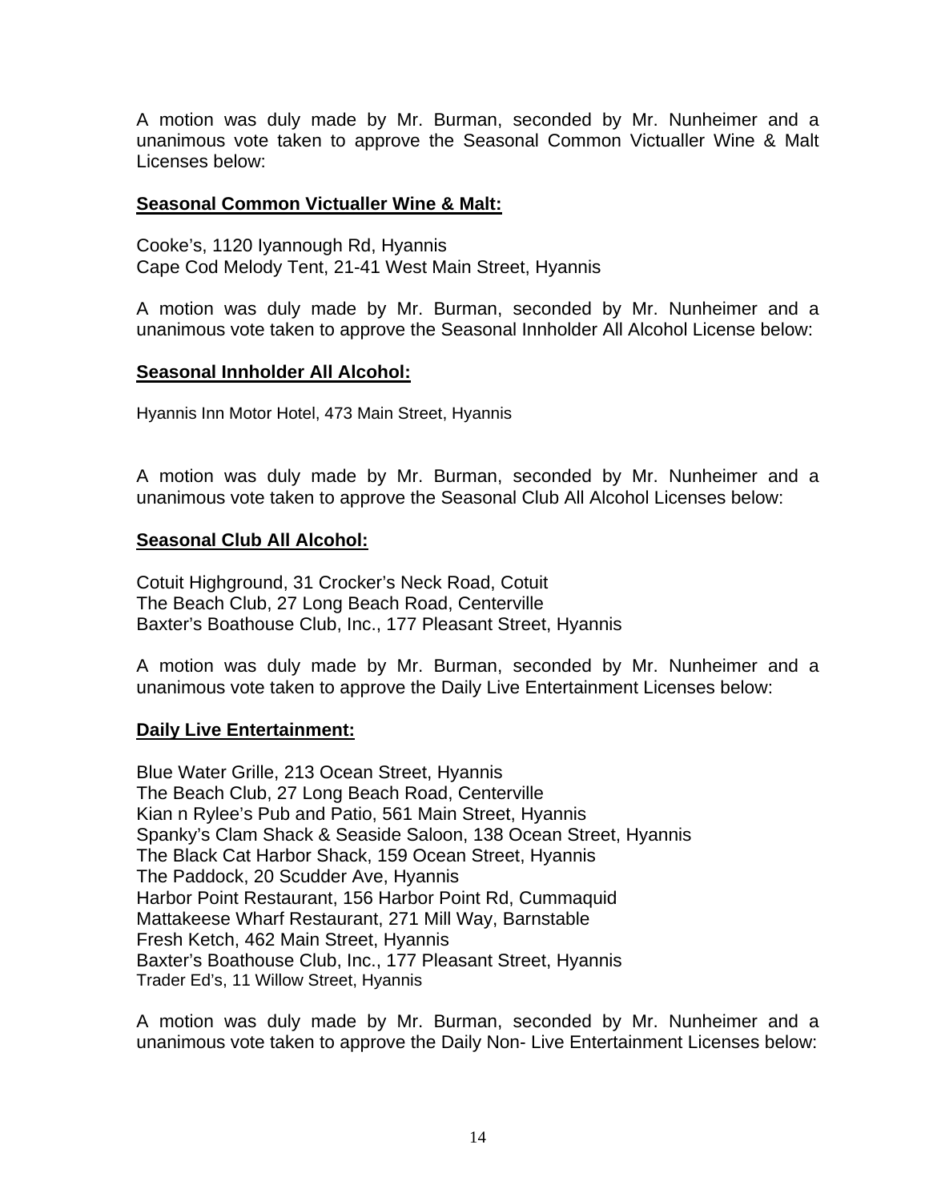A motion was duly made by Mr. Burman, seconded by Mr. Nunheimer and a unanimous vote taken to approve the Seasonal Common Victualler Wine & Malt Licenses below:

**Seasonal Common Victualler Wine & Malt:**

Cooke's, 1120 Iyannough Rd, Hyannis
Cape Cod Melody Tent, 21-41 West Main Street, Hyannis

A motion was duly made by Mr. Burman, seconded by Mr. Nunheimer and a unanimous vote taken to approve the Seasonal Innholder All Alcohol License below:

**Seasonal Innholder All Alcohol:**

Hyannis Inn Motor Hotel, 473 Main Street, Hyannis

A motion was duly made by Mr. Burman, seconded by Mr. Nunheimer and a unanimous vote taken to approve the Seasonal Club All Alcohol Licenses below:

**Seasonal Club All Alcohol:**

Cotuit Highground, 31 Crocker's Neck Road, Cotuit
The Beach Club, 27 Long Beach Road, Centerville
Baxter's Boathouse Club, Inc., 177 Pleasant Street, Hyannis

A motion was duly made by Mr. Burman, seconded by Mr. Nunheimer and a unanimous vote taken to approve the Daily Live Entertainment Licenses below:

**Daily Live Entertainment:**

Blue Water Grille, 213 Ocean Street, Hyannis
The Beach Club, 27 Long Beach Road, Centerville
Kian n Rylee's Pub and Patio, 561 Main Street, Hyannis
Spanky's Clam Shack & Seaside Saloon, 138 Ocean Street, Hyannis
The Black Cat Harbor Shack, 159 Ocean Street, Hyannis
The Paddock, 20 Scudder Ave, Hyannis
Harbor Point Restaurant, 156 Harbor Point Rd, Cummaquid
Mattakeese Wharf Restaurant, 271 Mill Way, Barnstable
Fresh Ketch, 462 Main Street, Hyannis
Baxter's Boathouse Club, Inc., 177 Pleasant Street, Hyannis
Trader Ed's, 11 Willow Street, Hyannis

A motion was duly made by Mr. Burman, seconded by Mr. Nunheimer and a unanimous vote taken to approve the Daily Non- Live Entertainment Licenses below: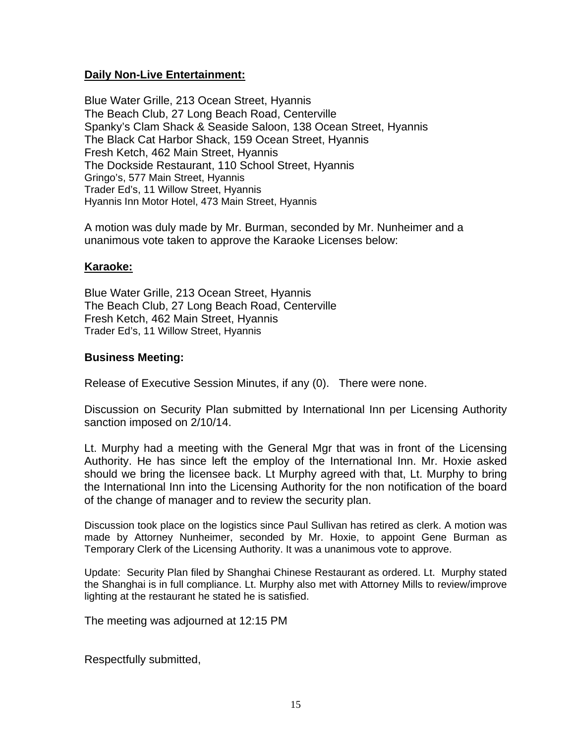**Daily Non-Live Entertainment:**

Blue Water Grille, 213 Ocean Street, Hyannis
The Beach Club, 27 Long Beach Road, Centerville
Spanky's Clam Shack & Seaside Saloon, 138 Ocean Street, Hyannis
The Black Cat Harbor Shack, 159 Ocean Street, Hyannis
Fresh Ketch, 462 Main Street, Hyannis
The Dockside Restaurant, 110 School Street, Hyannis
Gringo's, 577 Main Street, Hyannis
Trader Ed's, 11 Willow Street, Hyannis
Hyannis Inn Motor Hotel, 473 Main Street, Hyannis

A motion was duly made by Mr. Burman, seconded by Mr. Nunheimer and a unanimous vote taken to approve the Karaoke Licenses below:

**Karaoke:**

Blue Water Grille, 213 Ocean Street, Hyannis
The Beach Club, 27 Long Beach Road, Centerville
Fresh Ketch, 462 Main Street, Hyannis
Trader Ed's, 11 Willow Street, Hyannis

**Business Meeting:**

Release of Executive Session Minutes, if any (0). There were none.

Discussion on Security Plan submitted by International Inn per Licensing Authority sanction imposed on 2/10/14.

Lt. Murphy had a meeting with the General Mgr that was in front of the Licensing Authority. He has since left the employ of the International Inn. Mr. Hoxie asked should we bring the licensee back. Lt Murphy agreed with that, Lt. Murphy to bring the International Inn into the Licensing Authority for the non notification of the board of the change of manager and to review the security plan.

Discussion took place on the logistics since Paul Sullivan has retired as clerk. A motion was made by Attorney Nunheimer, seconded by Mr. Hoxie, to appoint Gene Burman as Temporary Clerk of the Licensing Authority. It was a unanimous vote to approve.

Update: Security Plan filed by Shanghai Chinese Restaurant as ordered. Lt. Murphy stated the Shanghai is in full compliance. Lt. Murphy also met with Attorney Mills to review/improve lighting at the restaurant he stated he is satisfied.

The meeting was adjourned at 12:15 PM

Respectfully submitted,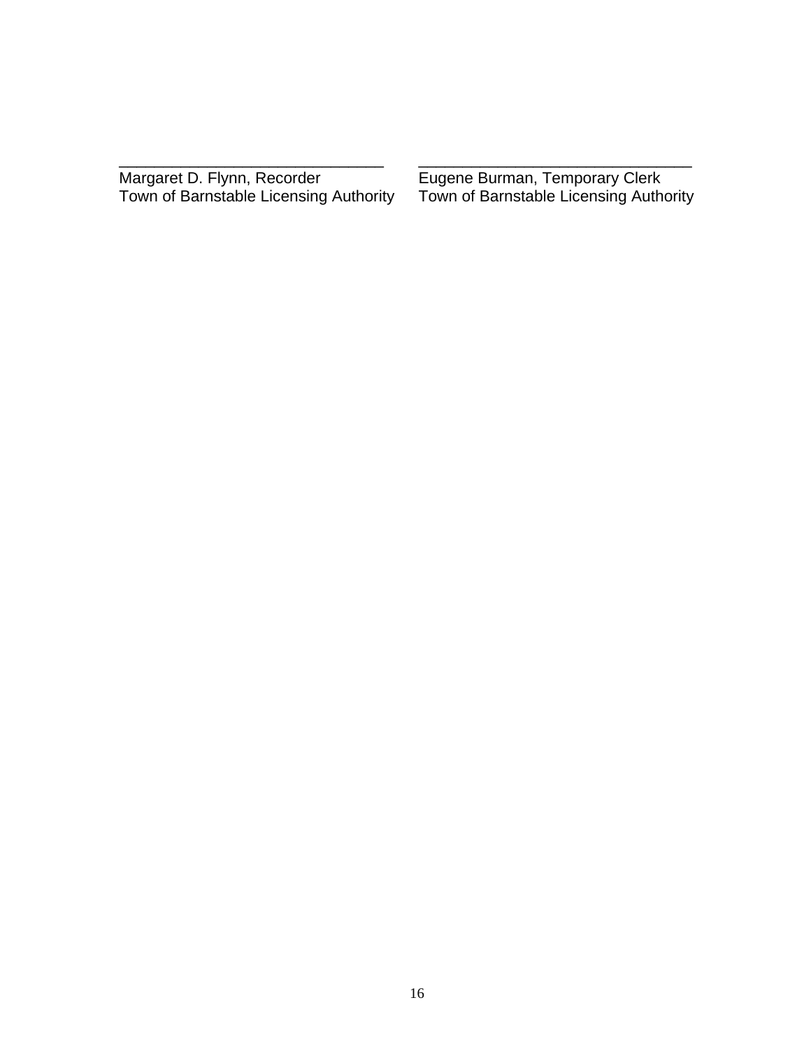| | |
|---|---|
| _______________________________ | _______________________________ |
| Margaret D. Flynn, Recorder | Eugene Burman, Temporary Clerk |
| Town of Barnstable Licensing Authority | Town of Barnstable Licensing Authority |